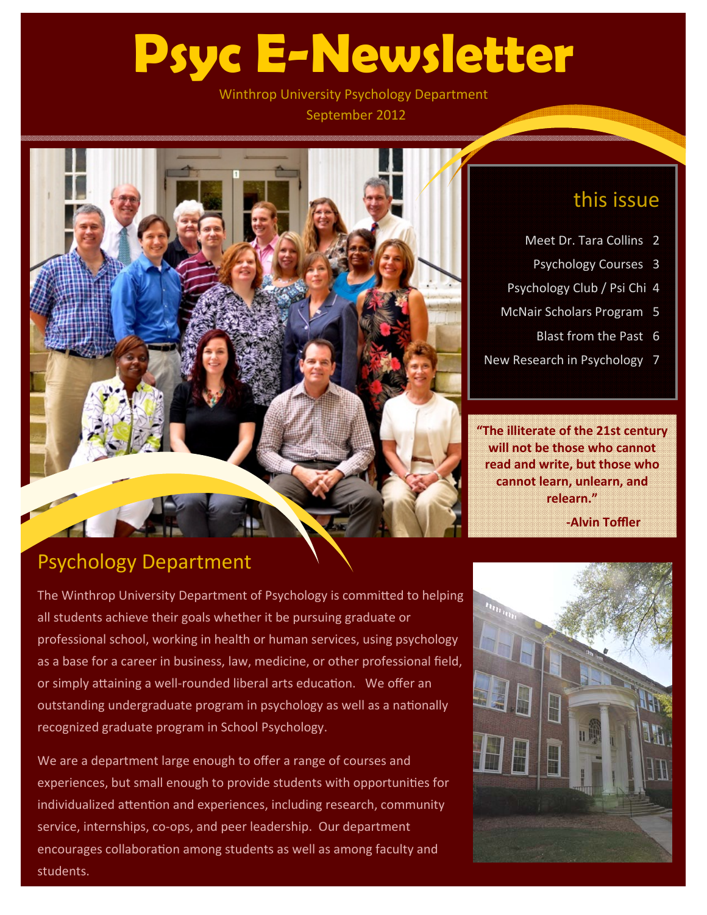# Psyc E-Newsletter

Winthrop University Psychology Department

September 2012

## this issue

- Meet Dr. Tara Collins 2
- Psychology Courses 3
- Psychology Club / Psi Chi 4
- McNair Scholars Program 5
- Blast from the Past 6
- New Research in Psychology 7

**"The illiterate of the 21st century will not be those who cannot read and write, but those who cannot learn, unlearn, and relearn."**

**-Alvin Toffler**

## Psychology Department

The Winthrop University Department of Psychology is committed to helping all students achieve their goals whether it be pursuing graduate or professional school, working in health or human services, using psychology as a base for a career in business, law, medicine, or other professional field, or simply attaining a well-rounded liberal arts education. We offer an outstanding undergraduate program in psychology as well as a nationally recognized graduate program in School Psychology.

We are a department large enough to offer a range of courses and experiences, but small enough to provide students with opportunities for individualized attention and experiences, including research, community service, internships, co-ops, and peer leadership. Our department encourages collaboration among students as well as among faculty and students.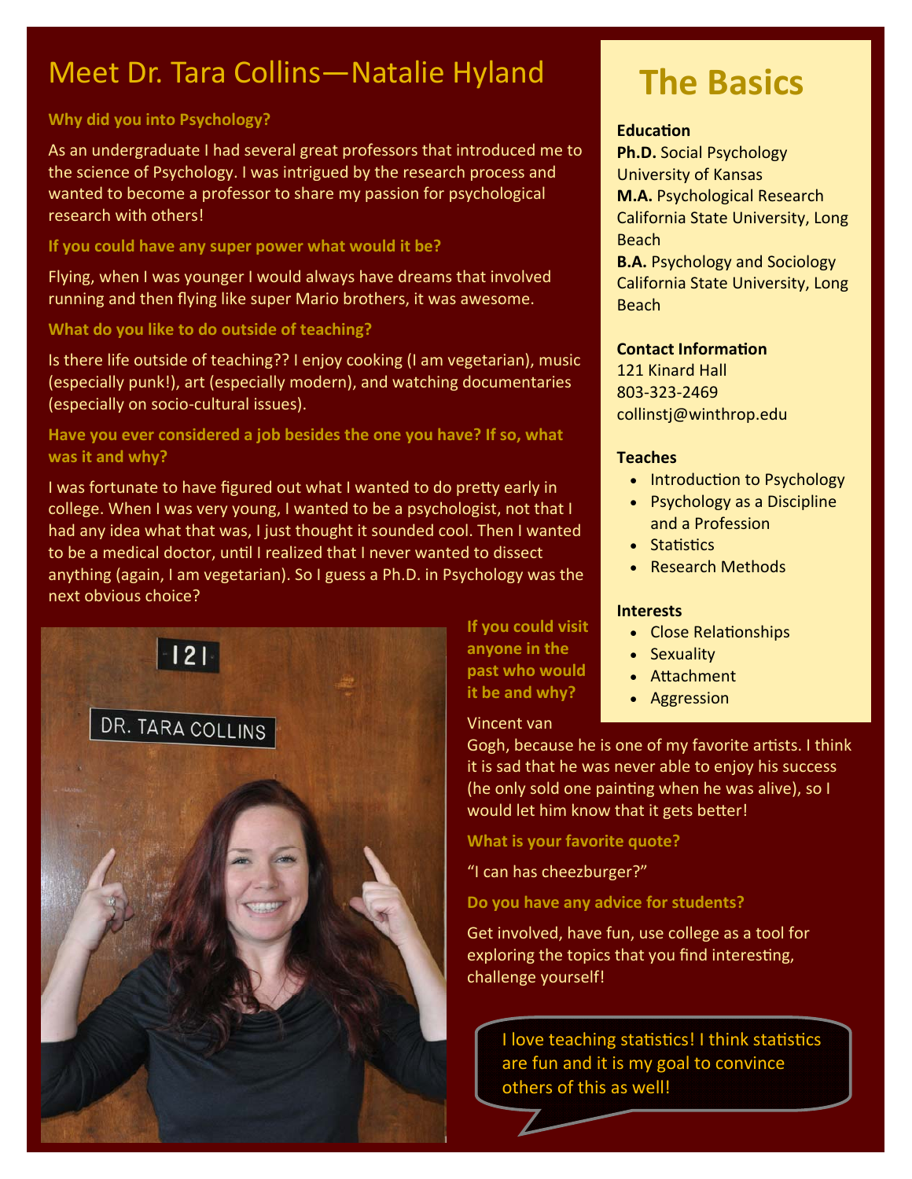# Meet Dr. Tara Collins—Natalie Hyland

**Why did you into Psychology?**

As an undergraduate I had several great professors that introduced me to the science of Psychology. I was intrigued by the research process and wanted to become a professor to share my passion for psychological research with others!

**If you could have any super power what would it be?**

Flying, when I was younger I would always have dreams that involved running and then flying like super Mario brothers, it was awesome.

**What do you like to do outside of teaching?**

Is there life outside of teaching?? I enjoy cooking (I am vegetarian), music (especially punk!), art (especially modern), and watching documentaries (especially on socio-cultural issues).

**Have you ever considered a job besides the one you have? If so, what was it and why?**

I was fortunate to have figured out what I wanted to do pretty early in college. When I was very young, I wanted to be a psychologist, not that I had any idea what that was, I just thought it sounded cool. Then I wanted to be a medical doctor, until I realized that I never wanted to dissect anything (again, I am vegetarian). So I guess a Ph.D. in Psychology was the next obvious choice?

**If you could visit anyone in the past who would it be and why?**

Vincent van Gogh, because he is one of my favorite artists. I think it is sad that he was never able to enjoy his success (he only sold one painting when he was alive), so I would let him know that it gets better!

**What is your favorite quote?**

"I can has cheezburger?"

**Do you have any advice for students?**

Get involved, have fun, use college as a tool for exploring the topics that you find interesting, challenge yourself!

I love teaching statistics! I think statistics are fun and it is my goal to convince others of this as well!

## The Basics

**Education**
**Ph.D.** Social Psychology
University of Kansas
**M.A.** Psychological Research
California State University, Long Beach
**B.A.** Psychology and Sociology
California State University, Long Beach

**Contact Information**
121 Kinard Hall
803-323-2469
collinstj@winthrop.edu

**Teaches**
- Introduction to Psychology
- Psychology as a Discipline and a Profession
- Statistics
- Research Methods

**Interests**
- Close Relationships
- Sexuality
- Attachment
- Aggression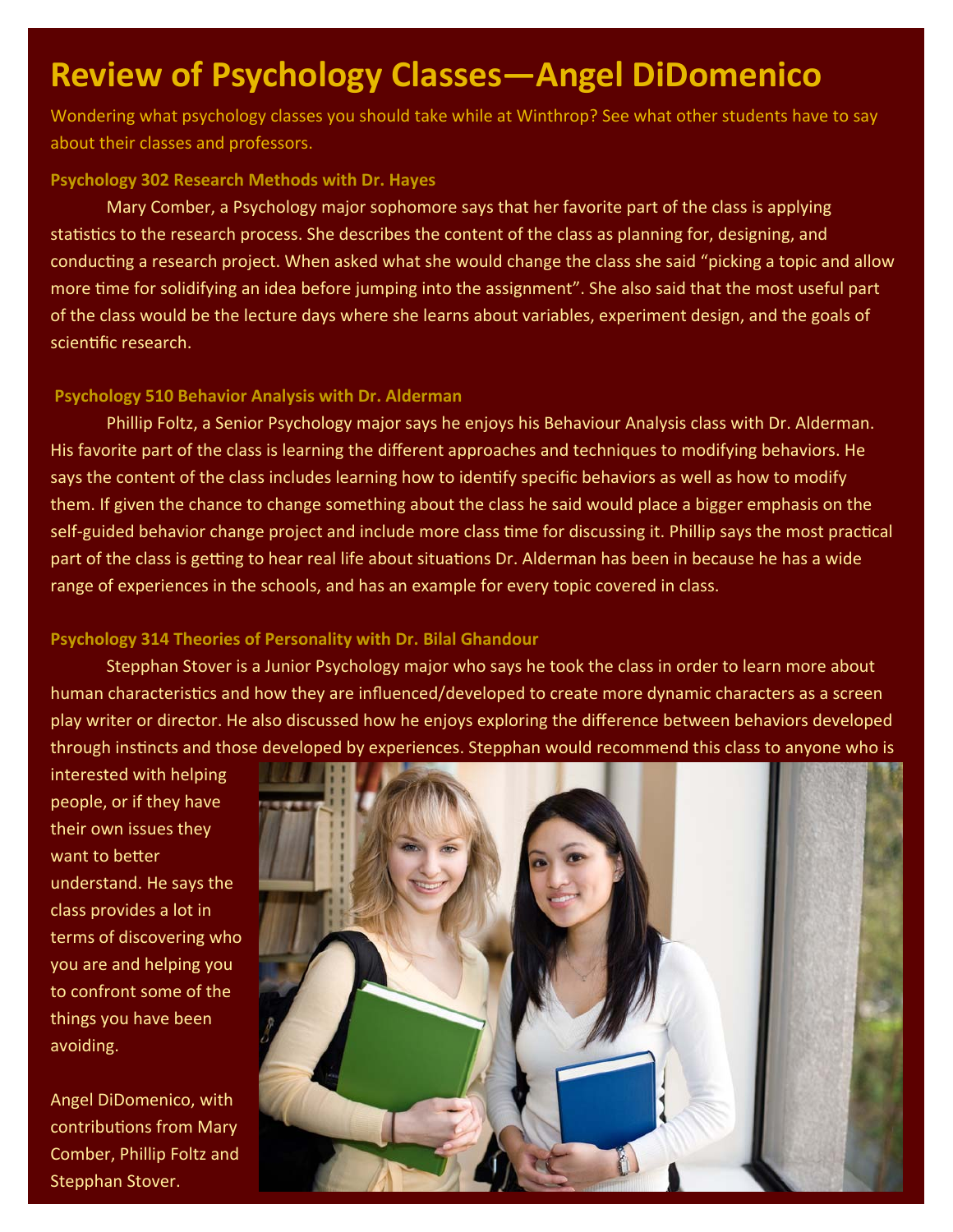# Review of Psychology Classes—Angel DiDomenico

Wondering what psychology classes you should take while at Winthrop? See what other students have to say about their classes and professors.

### Psychology 302 Research Methods with Dr. Hayes

Mary Comber, a Psychology major sophomore says that her favorite part of the class is applying statistics to the research process. She describes the content of the class as planning for, designing, and conducting a research project. When asked what she would change the class she said "picking a topic and allow more time for solidifying an idea before jumping into the assignment". She also said that the most useful part of the class would be the lecture days where she learns about variables, experiment design, and the goals of scientific research.

### Psychology 510 Behavior Analysis with Dr. Alderman

Phillip Foltz, a Senior Psychology major says he enjoys his Behaviour Analysis class with Dr. Alderman. His favorite part of the class is learning the different approaches and techniques to modifying behaviors. He says the content of the class includes learning how to identify specific behaviors as well as how to modify them. If given the chance to change something about the class he said would place a bigger emphasis on the self-guided behavior change project and include more class time for discussing it. Phillip says the most practical part of the class is getting to hear real life about situations Dr. Alderman has been in because he has a wide range of experiences in the schools, and has an example for every topic covered in class.

### Psychology 314 Theories of Personality with Dr. Bilal Ghandour

Stepphan Stover is a Junior Psychology major who says he took the class in order to learn more about human characteristics and how they are influenced/developed to create more dynamic characters as a screen play writer or director. He also discussed how he enjoys exploring the difference between behaviors developed through instincts and those developed by experiences. Stepphan would recommend this class to anyone who is interested with helping people, or if they have their own issues they want to better understand. He says the class provides a lot in terms of discovering who you are and helping you to confront some of the things you have been avoiding.

Angel DiDomenico, with contributions from Mary Comber, Phillip Foltz and Stepphan Stover.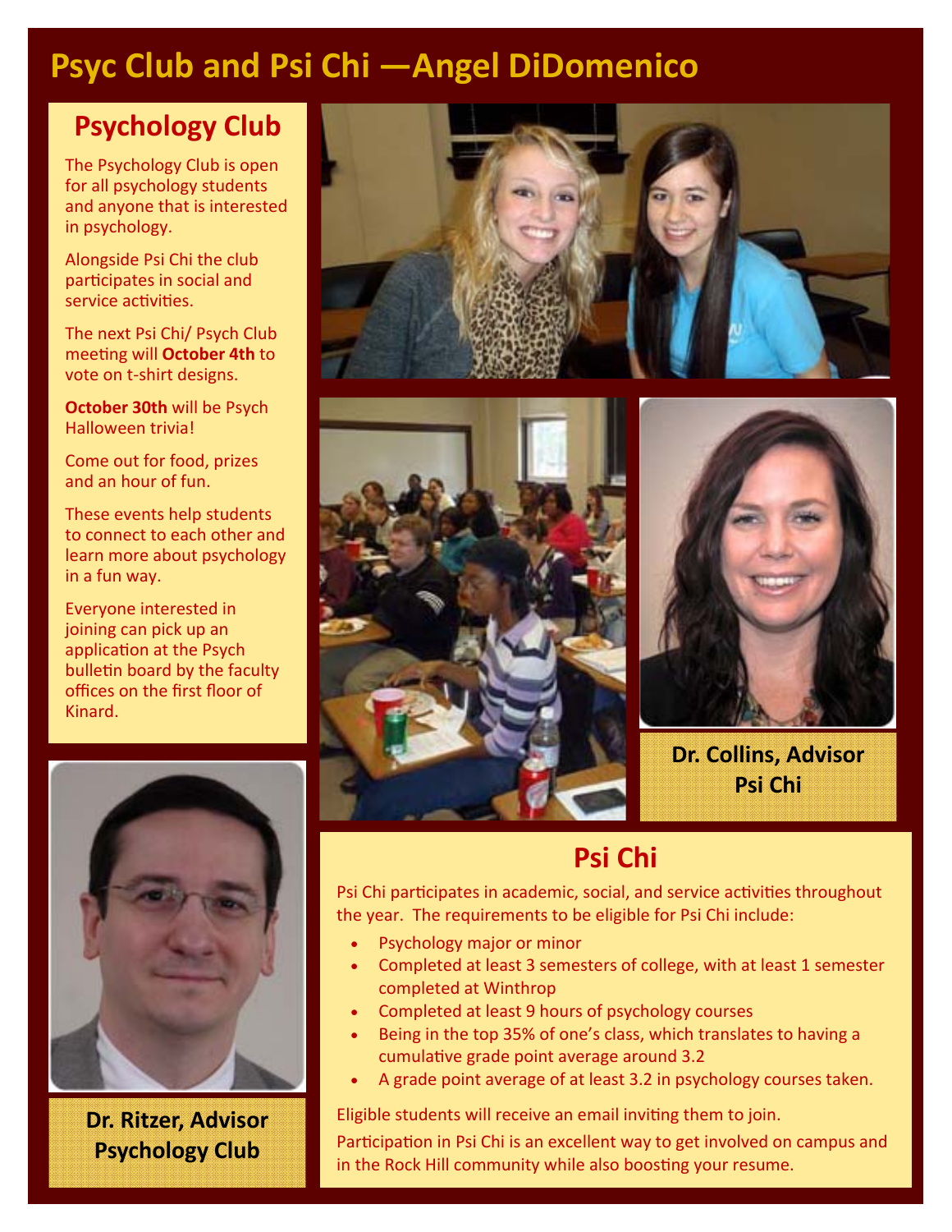# Psyc Club and Psi Chi —Angel DiDomenico

## Psychology Club

The Psychology Club is open for all psychology students and anyone that is interested in psychology.

Alongside Psi Chi the club participates in social and service activities.

The next Psi Chi/ Psych Club meeting will **October 4th** to vote on t-shirt designs.

**October 30th** will be Psych Halloween trivia!

Come out for food, prizes and an hour of fun.

These events help students to connect to each other and learn more about psychology in a fun way.

Everyone interested in joining can pick up an application at the Psych bulletin board by the faculty offices on the first floor of Kinard.

**Dr. Collins, Advisor Psi Chi**

**Dr. Ritzer, Advisor Psychology Club**

## Psi Chi

Psi Chi participates in academic, social, and service activities throughout the year. The requirements to be eligible for Psi Chi include:

- Psychology major or minor
- Completed at least 3 semesters of college, with at least 1 semester completed at Winthrop
- Completed at least 9 hours of psychology courses
- Being in the top 35% of one's class, which translates to having a cumulative grade point average around 3.2
- A grade point average of at least 3.2 in psychology courses taken.

Eligible students will receive an email inviting them to join.

Participation in Psi Chi is an excellent way to get involved on campus and in the Rock Hill community while also boosting your resume.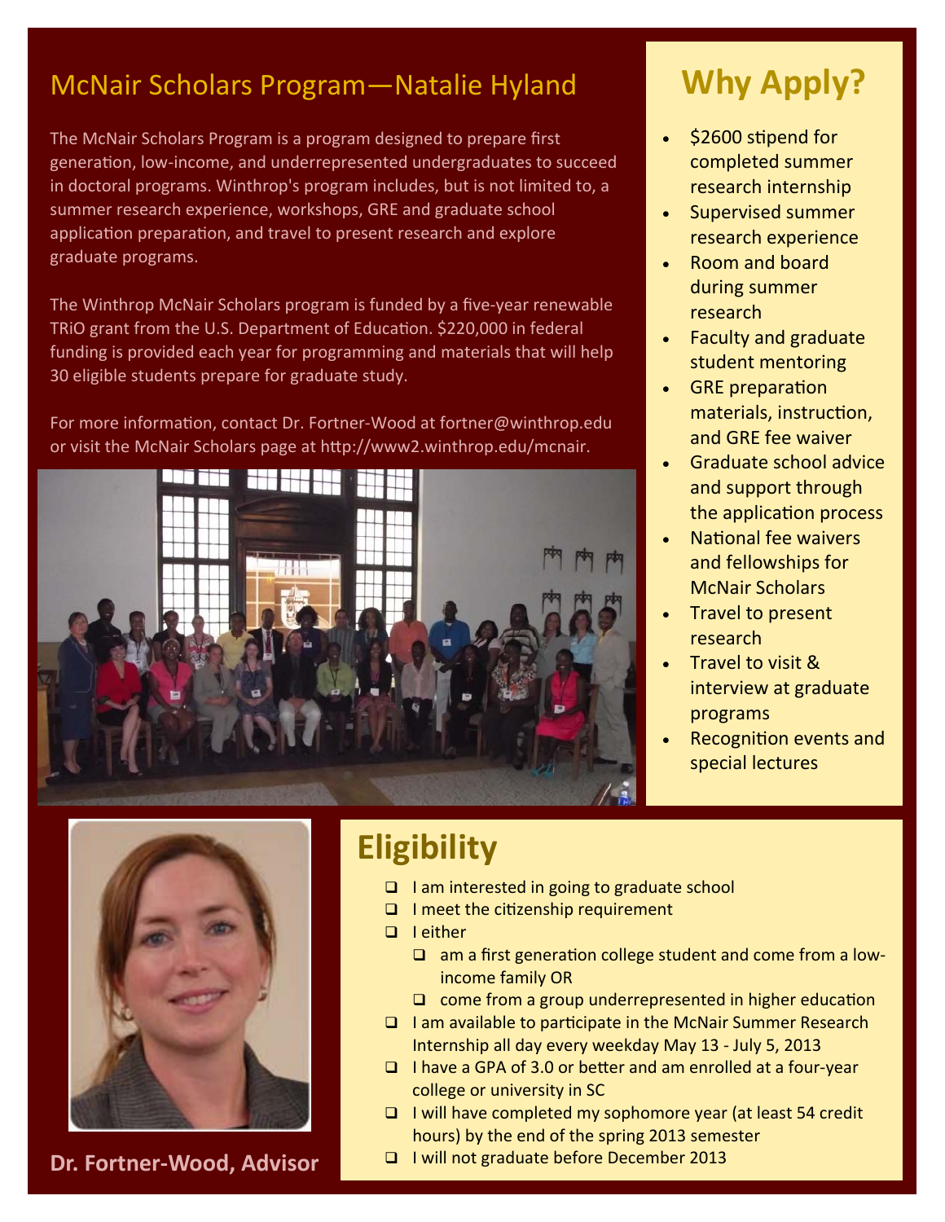## McNair Scholars Program—Natalie Hyland

The McNair Scholars Program is a program designed to prepare first generation, low-income, and underrepresented undergraduates to succeed in doctoral programs. Winthrop's program includes, but is not limited to, a summer research experience, workshops, GRE and graduate school application preparation, and travel to present research and explore graduate programs.

The Winthrop McNair Scholars program is funded by a five-year renewable TRiO grant from the U.S. Department of Education. $220,000 in federal funding is provided each year for programming and materials that will help 30 eligible students prepare for graduate study.

For more information, contact Dr. Fortner-Wood at fortner@winthrop.edu or visit the McNair Scholars page at http://www2.winthrop.edu/mcnair.

## Why Apply?

- $2600 stipend for completed summer research internship
- Supervised summer research experience
- Room and board during summer research
- Faculty and graduate student mentoring
- GRE preparation materials, instruction, and GRE fee waiver
- Graduate school advice and support through the application process
- National fee waivers and fellowships for McNair Scholars
- Travel to present research
- Travel to visit & interview at graduate programs
- Recognition events and special lectures

**Dr. Fortner-Wood, Advisor**

## Eligibility

- ❑ I am interested in going to graduate school
- ❑ I meet the citizenship requirement
- ❑ I either
  - ❑ am a first generation college student and come from a low-income family OR
  - ❑ come from a group underrepresented in higher education
- ❑ I am available to participate in the McNair Summer Research Internship all day every weekday May 13 - July 5, 2013
- ❑ I have a GPA of 3.0 or better and am enrolled at a four-year college or university in SC
- ❑ I will have completed my sophomore year (at least 54 credit hours) by the end of the spring 2013 semester
- ❑ I will not graduate before December 2013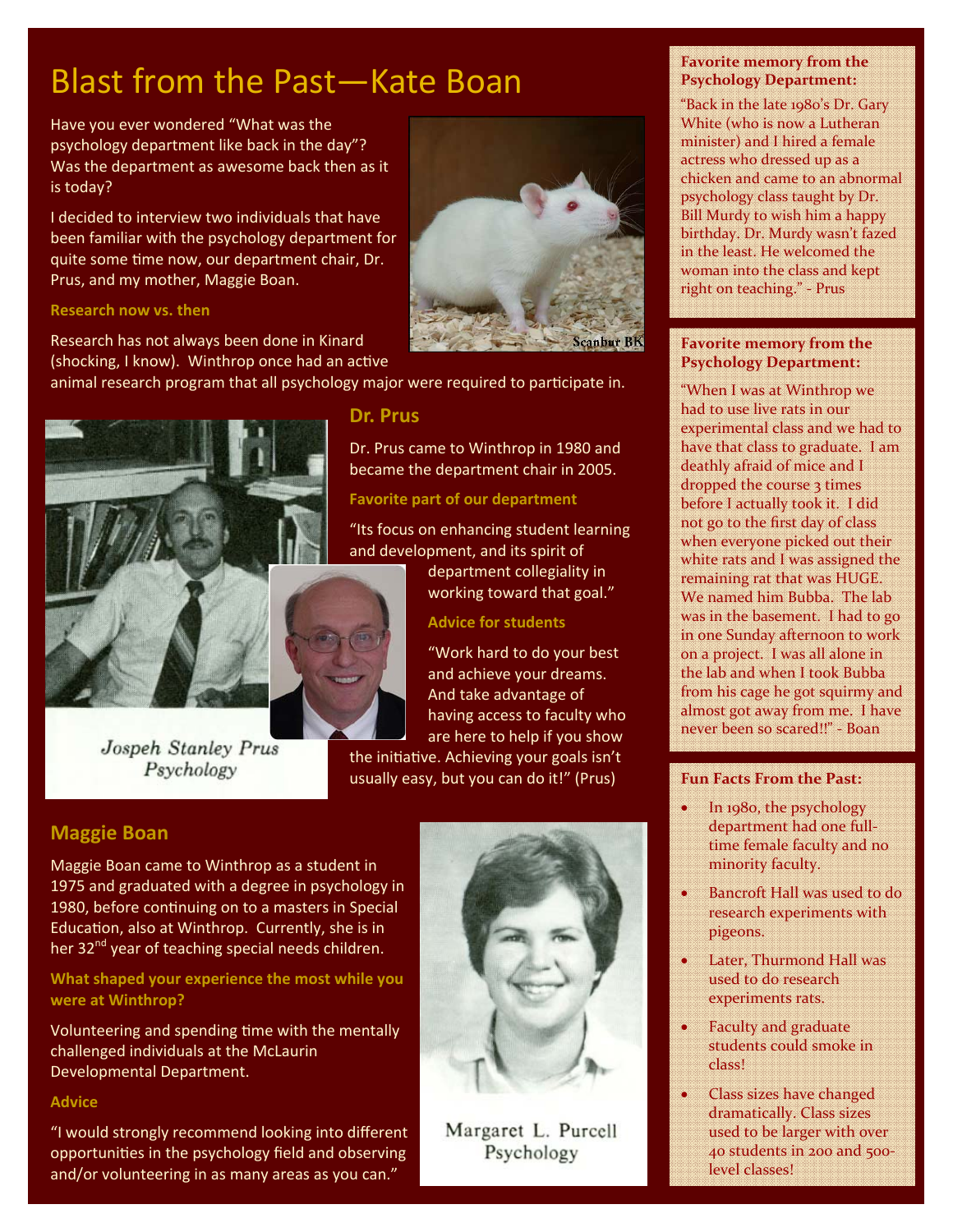# Blast from the Past—Kate Boan

Have you ever wondered "What was the psychology department like back in the day"? Was the department as awesome back then as it is today?

I decided to interview two individuals that have been familiar with the psychology department for quite some time now, our department chair, Dr. Prus, and my mother, Maggie Boan.

### Research now vs. then

Research has not always been done in Kinard (shocking, I know). Winthrop once had an active animal research program that all psychology major were required to participate in.

Scanbur BK

## Dr. Prus

Dr. Prus came to Winthrop in 1980 and became the department chair in 2005.

### Favorite part of our department

"Its focus on enhancing student learning and development, and its spirit of department collegiality in working toward that goal."

### Advice for students

"Work hard to do your best and achieve your dreams. And take advantage of having access to faculty who are here to help if you show the initiative. Achieving your goals isn't usually easy, but you can do it!" (Prus)

Jospeh Stanley Prus
Psychology

## Maggie Boan

Maggie Boan came to Winthrop as a student in 1975 and graduated with a degree in psychology in 1980, before continuing on to a masters in Special Education, also at Winthrop. Currently, she is in her 32nd year of teaching special needs children.

### What shaped your experience the most while you were at Winthrop?

Volunteering and spending time with the mentally challenged individuals at the McLaurin Developmental Department.

### Advice

"I would strongly recommend looking into different opportunities in the psychology field and observing and/or volunteering in as many areas as you can."

Margaret L. Purcell
Psychology

**Favorite memory from the Psychology Department:**

"Back in the late 1980's Dr. Gary White (who is now a Lutheran minister) and I hired a female actress who dressed up as a chicken and came to an abnormal psychology class taught by Dr. Bill Murdy to wish him a happy birthday. Dr. Murdy wasn't fazed in the least. He welcomed the woman into the class and kept right on teaching." - Prus

**Favorite memory from the Psychology Department:**

"When I was at Winthrop we had to use live rats in our experimental class and we had to have that class to graduate. I am deathly afraid of mice and I dropped the course 3 times before I actually took it. I did not go to the first day of class when everyone picked out their white rats and I was assigned the remaining rat that was HUGE. We named him Bubba. The lab was in the basement. I had to go in one Sunday afternoon to work on a project. I was all alone in the lab and when I took Bubba from his cage he got squirmy and almost got away from me. I have never been so scared!!" - Boan

**Fun Facts From the Past:**

- In 1980, the psychology department had one full-time female faculty and no minority faculty.
- Bancroft Hall was used to do research experiments with pigeons.
- Later, Thurmond Hall was used to do research experiments rats.
- Faculty and graduate students could smoke in class!
- Class sizes have changed dramatically. Class sizes used to be larger with over 40 students in 200 and 500-level classes!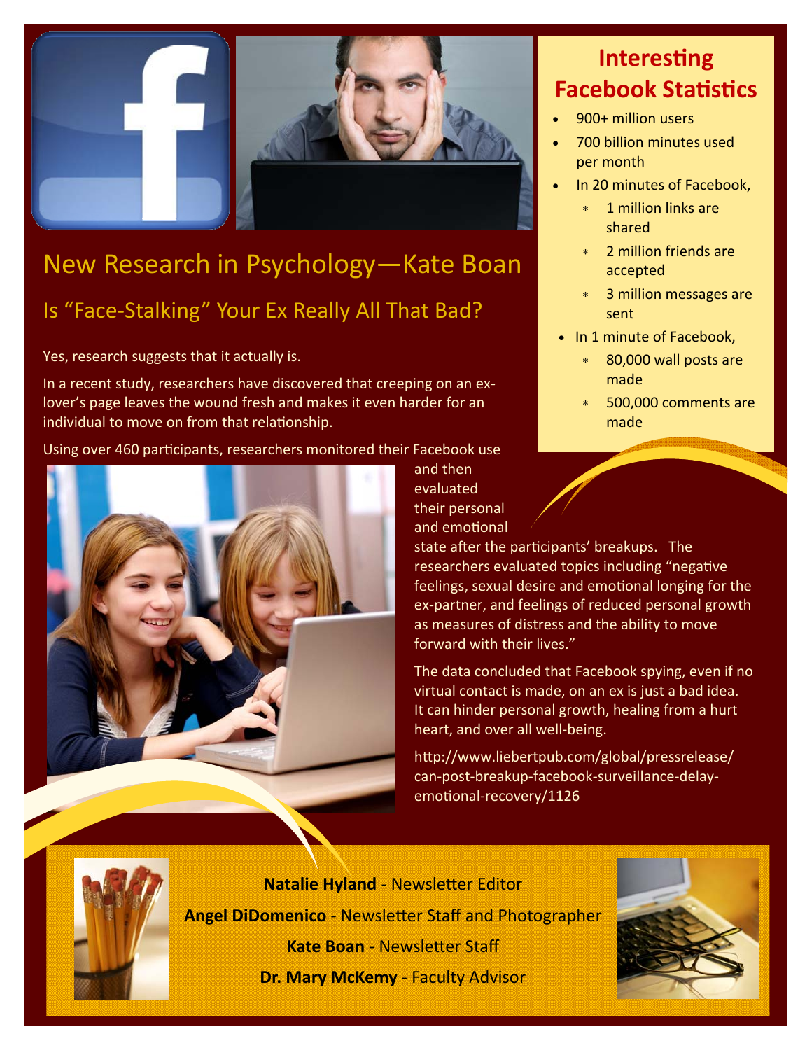## New Research in Psychology—Kate Boan

### Is "Face-Stalking" Your Ex Really All That Bad?

Yes, research suggests that it actually is.

In a recent study, researchers have discovered that creeping on an ex-lover's page leaves the wound fresh and makes it even harder for an individual to move on from that relationship.

Using over 460 participants, researchers monitored their Facebook use and then evaluated their personal and emotional state after the participants' breakups. The researchers evaluated topics including "negative feelings, sexual desire and emotional longing for the ex-partner, and feelings of reduced personal growth as measures of distress and the ability to move forward with their lives."

The data concluded that Facebook spying, even if no virtual contact is made, on an ex is just a bad idea. It can hinder personal growth, healing from a hurt heart, and over all well-being.

http://www.liebertpub.com/global/pressrelease/can-post-breakup-facebook-surveillance-delay-emotional-recovery/1126

## Interesting Facebook Statistics

- 900+ million users
- 700 billion minutes used per month
- In 20 minutes of Facebook,
  - 1 million links are shared
  - 2 million friends are accepted
  - 3 million messages are sent
- In 1 minute of Facebook,
  - 80,000 wall posts are made
  - 500,000 comments are made

**Natalie Hyland** - Newsletter Editor

**Angel DiDomenico** - Newsletter Staff and Photographer

**Kate Boan** - Newsletter Staff

**Dr. Mary McKemy** - Faculty Advisor